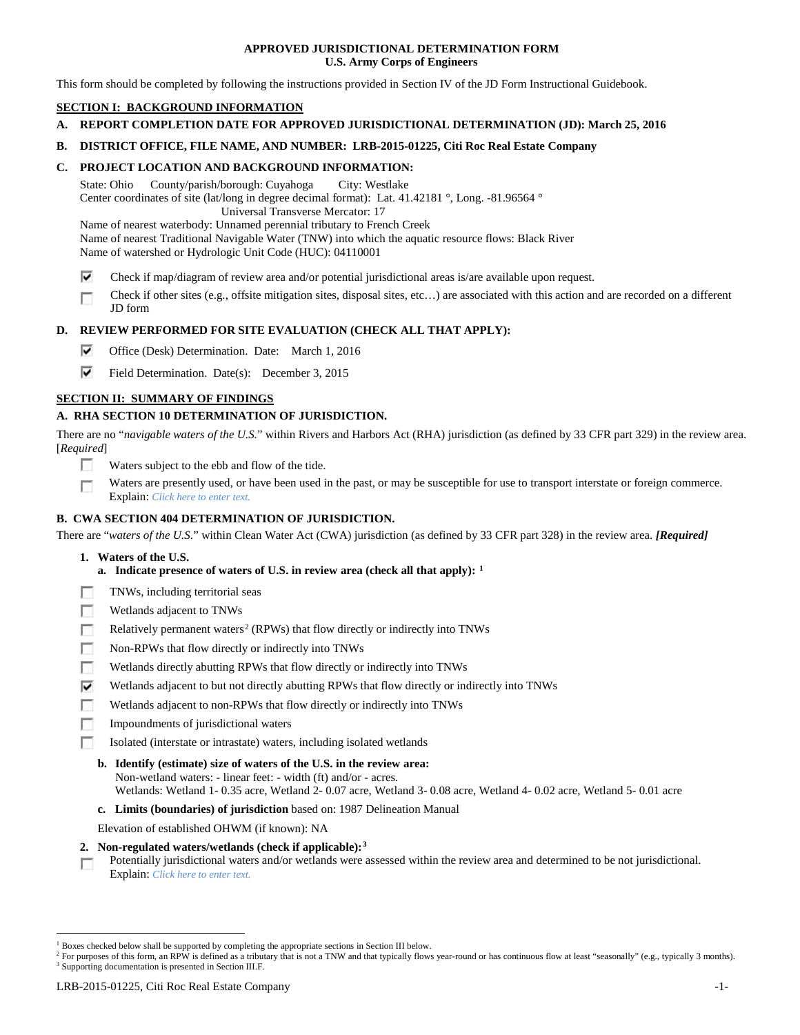**APPROVED JURISDICTIONAL DETERMINATION FORM**
**U.S. Army Corps of Engineers**

This form should be completed by following the instructions provided in Section IV of the JD Form Instructional Guidebook.

## SECTION I: BACKGROUND INFORMATION

**A. REPORT COMPLETION DATE FOR APPROVED JURISDICTIONAL DETERMINATION (JD): March 25, 2016**

**B. DISTRICT OFFICE, FILE NAME, AND NUMBER: LRB-2015-01225, Citi Roc Real Estate Company**

**C. PROJECT LOCATION AND BACKGROUND INFORMATION:**

State: Ohio County/parish/borough: Cuyahoga City: Westlake
Center coordinates of site (lat/long in degree decimal format): Lat. 41.42181 °, Long. -81.96564 °
Universal Transverse Mercator: 17
Name of nearest waterbody: Unnamed perennial tributary to French Creek
Name of nearest Traditional Navigable Water (TNW) into which the aquatic resource flows: Black River
Name of watershed or Hydrologic Unit Code (HUC): 04110001

- [x] Check if map/diagram of review area and/or potential jurisdictional areas is/are available upon request.
- [ ] Check if other sites (e.g., offsite mitigation sites, disposal sites, etc…) are associated with this action and are recorded on a different JD form

**D. REVIEW PERFORMED FOR SITE EVALUATION (CHECK ALL THAT APPLY):**

- [x] Office (Desk) Determination. Date: March 1, 2016
- [x] Field Determination. Date(s): December 3, 2015

## SECTION II: SUMMARY OF FINDINGS

**A. RHA SECTION 10 DETERMINATION OF JURISDICTION.**

There are no "*navigable waters of the U.S.*" within Rivers and Harbors Act (RHA) jurisdiction (as defined by 33 CFR part 329) in the review area. [*Required*]

- [ ] Waters subject to the ebb and flow of the tide.
- [ ] Waters are presently used, or have been used in the past, or may be susceptible for use to transport interstate or foreign commerce. Explain: *Click here to enter text.*

**B. CWA SECTION 404 DETERMINATION OF JURISDICTION.**

There are "*waters of the U.S.*" within Clean Water Act (CWA) jurisdiction (as defined by 33 CFR part 328) in the review area. ***[Required]***

**1. Waters of the U.S.**

**a. Indicate presence of waters of U.S. in review area (check all that apply):** [1]

- [ ] TNWs, including territorial seas
- [ ] Wetlands adjacent to TNWs
- [ ] Relatively permanent waters[2] (RPWs) that flow directly or indirectly into TNWs
- [ ] Non-RPWs that flow directly or indirectly into TNWs
- [ ] Wetlands directly abutting RPWs that flow directly or indirectly into TNWs
- [x] Wetlands adjacent to but not directly abutting RPWs that flow directly or indirectly into TNWs
- [ ] Wetlands adjacent to non-RPWs that flow directly or indirectly into TNWs
- [ ] Impoundments of jurisdictional waters
- [ ] Isolated (interstate or intrastate) waters, including isolated wetlands

**b. Identify (estimate) size of waters of the U.S. in the review area:**
Non-wetland waters: - linear feet: - width (ft) and/or - acres.
Wetlands: Wetland 1- 0.35 acre, Wetland 2- 0.07 acre, Wetland 3- 0.08 acre, Wetland 4- 0.02 acre, Wetland 5- 0.01 acre

**c. Limits (boundaries) of jurisdiction** based on: 1987 Delineation Manual

Elevation of established OHWM (if known): NA

**2. Non-regulated waters/wetlands (check if applicable):**[3]

- [ ] Potentially jurisdictional waters and/or wetlands were assessed within the review area and determined to be not jurisdictional. Explain: *Click here to enter text.*

---

[1] Boxes checked below shall be supported by completing the appropriate sections in Section III below.
[2] For purposes of this form, an RPW is defined as a tributary that is not a TNW and that typically flows year-round or has continuous flow at least "seasonally" (e.g., typically 3 months).
[3] Supporting documentation is presented in Section III.F.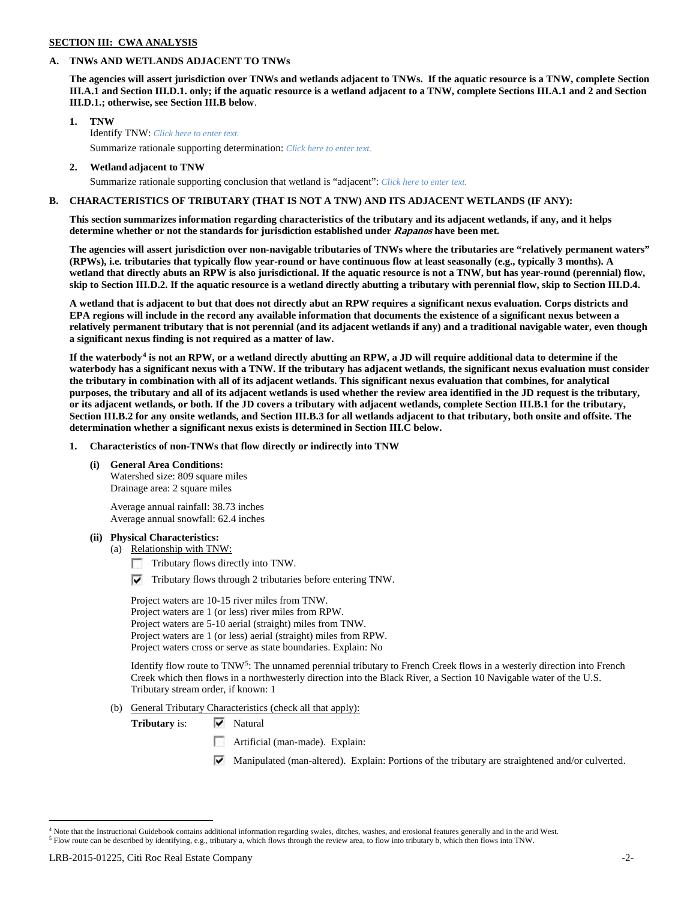**SECTION III: CWA ANALYSIS**

**A. TNWs AND WETLANDS ADJACENT TO TNWs**

**The agencies will assert jurisdiction over TNWs and wetlands adjacent to TNWs. If the aquatic resource is a TNW, complete Section III.A.1 and Section III.D.1. only; if the aquatic resource is a wetland adjacent to a TNW, complete Sections III.A.1 and 2 and Section III.D.1.; otherwise, see Section III.B below**.

**1. TNW**

Identify TNW: *Click here to enter text.*

Summarize rationale supporting determination: *Click here to enter text.*

**2. Wetland adjacent to TNW**

Summarize rationale supporting conclusion that wetland is "adjacent": *Click here to enter text.*

**B. CHARACTERISTICS OF TRIBUTARY (THAT IS NOT A TNW) AND ITS ADJACENT WETLANDS (IF ANY):**

**This section summarizes information regarding characteristics of the tributary and its adjacent wetlands, if any, and it helps determine whether or not the standards for jurisdiction established under *Rapanos* have been met.**

**The agencies will assert jurisdiction over non-navigable tributaries of TNWs where the tributaries are "relatively permanent waters" (RPWs), i.e. tributaries that typically flow year-round or have continuous flow at least seasonally (e.g., typically 3 months). A wetland that directly abuts an RPW is also jurisdictional. If the aquatic resource is not a TNW, but has year-round (perennial) flow, skip to Section III.D.2. If the aquatic resource is a wetland directly abutting a tributary with perennial flow, skip to Section III.D.4.**

**A wetland that is adjacent to but that does not directly abut an RPW requires a significant nexus evaluation. Corps districts and EPA regions will include in the record any available information that documents the existence of a significant nexus between a relatively permanent tributary that is not perennial (and its adjacent wetlands if any) and a traditional navigable water, even though a significant nexus finding is not required as a matter of law.**

**If the waterbody[4] is not an RPW, or a wetland directly abutting an RPW, a JD will require additional data to determine if the waterbody has a significant nexus with a TNW. If the tributary has adjacent wetlands, the significant nexus evaluation must consider the tributary in combination with all of its adjacent wetlands. This significant nexus evaluation that combines, for analytical purposes, the tributary and all of its adjacent wetlands is used whether the review area identified in the JD request is the tributary, or its adjacent wetlands, or both. If the JD covers a tributary with adjacent wetlands, complete Section III.B.1 for the tributary, Section III.B.2 for any onsite wetlands, and Section III.B.3 for all wetlands adjacent to that tributary, both onsite and offsite. The determination whether a significant nexus exists is determined in Section III.C below.**

**1. Characteristics of non-TNWs that flow directly or indirectly into TNW**

**(i) General Area Conditions:**

Watershed size: 809 square miles
Drainage area: 2 square miles

Average annual rainfall: 38.73 inches
Average annual snowfall: 62.4 inches

**(ii) Physical Characteristics:**

(a) Relationship with TNW:

☐ Tributary flows directly into TNW.

☑ Tributary flows through 2 tributaries before entering TNW.

Project waters are 10-15 river miles from TNW.
Project waters are 1 (or less) river miles from RPW.
Project waters are 5-10 aerial (straight) miles from TNW.
Project waters are 1 (or less) aerial (straight) miles from RPW.
Project waters cross or serve as state boundaries. Explain: No

Identify flow route to TNW[5]: The unnamed perennial tributary to French Creek flows in a westerly direction into French Creek which then flows in a northwesterly direction into the Black River, a Section 10 Navigable water of the U.S.
Tributary stream order, if known: 1

(b) General Tributary Characteristics (check all that apply):

**Tributary** is: ☑ Natural

☐ Artificial (man-made). Explain:

☑ Manipulated (man-altered). Explain: Portions of the tributary are straightened and/or culverted.

---

[4] Note that the Instructional Guidebook contains additional information regarding swales, ditches, washes, and erosional features generally and in the arid West.
[5] Flow route can be described by identifying, e.g., tributary a, which flows through the review area, to flow into tributary b, which then flows into TNW.

LRB-2015-01225, Citi Roc Real Estate Company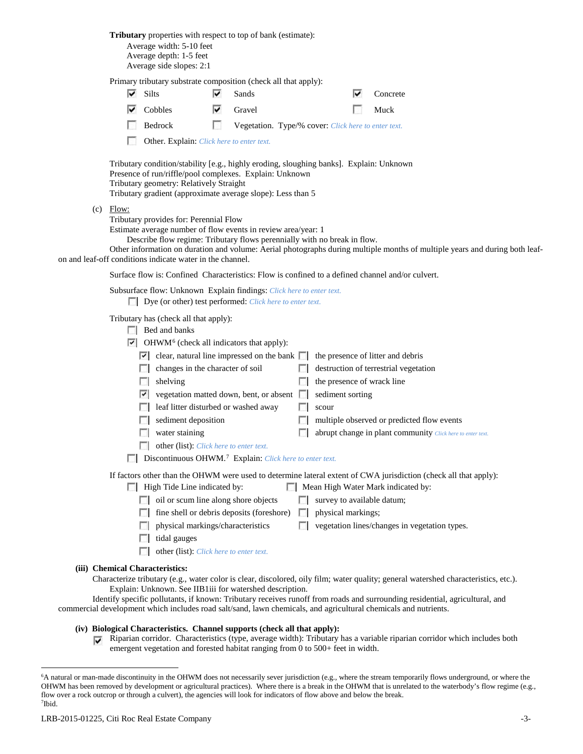**Tributary** properties with respect to top of bank (estimate):
Average width: 5-10 feet
Average depth: 1-5 feet
Average side slopes: 2:1

Primary tributary substrate composition (check all that apply):

- [x] Silts
- [x] Sands
- [x] Concrete
- [x] Cobbles
- [x] Gravel
- [ ] Muck
- [ ] Bedrock
- [ ] Vegetation. Type/% cover: Click here to enter text.
- [ ] Other. Explain: Click here to enter text.

Tributary condition/stability [e.g., highly eroding, sloughing banks]. Explain: Unknown
Presence of run/riffle/pool complexes. Explain: Unknown
Tributary geometry: Relatively Straight
Tributary gradient (approximate average slope): Less than 5

(c) Flow:
Tributary provides for: Perennial Flow
Estimate average number of flow events in review area/year: 1
Describe flow regime: Tributary flows perennially with no break in flow.
Other information on duration and volume: Aerial photographs during multiple months of multiple years and during both leaf-on and leaf-off conditions indicate water in the channel.

Surface flow is: Confined Characteristics: Flow is confined to a defined channel and/or culvert.

Subsurface flow: Unknown Explain findings: Click here to enter text.
- [ ] Dye (or other) test performed: Click here to enter text.

Tributary has (check all that apply):
- [ ] Bed and banks
- [x] OHWM[6] (check all indicators that apply):
  - [x] clear, natural line impressed on the bank
  - [ ] the presence of litter and debris
  - [ ] changes in the character of soil
  - [ ] destruction of terrestrial vegetation
  - [ ] shelving
  - [ ] the presence of wrack line
  - [x] vegetation matted down, bent, or absent
  - [ ] sediment sorting
  - [ ] leaf litter disturbed or washed away
  - [ ] scour
  - [ ] sediment deposition
  - [ ] multiple observed or predicted flow events
  - [ ] water staining
  - [ ] abrupt change in plant community Click here to enter text.
  - [ ] other (list): Click here to enter text.
- [ ] Discontinuous OHWM.[7] Explain: Click here to enter text.

If factors other than the OHWM were used to determine lateral extent of CWA jurisdiction (check all that apply):
- [ ] High Tide Line indicated by:
  - [ ] oil or scum line along shore objects
  - [ ] fine shell or debris deposits (foreshore)
  - [ ] physical markings/characteristics
  - [ ] tidal gauges
  - [ ] other (list): Click here to enter text.
- [ ] Mean High Water Mark indicated by:
  - [ ] survey to available datum;
  - [ ] physical markings;
  - [ ] vegetation lines/changes in vegetation types.

**(iii) Chemical Characteristics:**
Characterize tributary (e.g., water color is clear, discolored, oily film; water quality; general watershed characteristics, etc.).
Explain: Unknown. See IIB1iii for watershed description.
Identify specific pollutants, if known: Tributary receives runoff from roads and surrounding residential, agricultural, and commercial development which includes road salt/sand, lawn chemicals, and agricultural chemicals and nutrients.

**(iv) Biological Characteristics. Channel supports (check all that apply):**
- [x] Riparian corridor. Characteristics (type, average width): Tributary has a variable riparian corridor which includes both emergent vegetation and forested habitat ranging from 0 to 500+ feet in width.

---

[6] A natural or man-made discontinuity in the OHWM does not necessarily sever jurisdiction (e.g., where the stream temporarily flows underground, or where the OHWM has been removed by development or agricultural practices). Where there is a break in the OHWM that is unrelated to the waterbody's flow regime (e.g., flow over a rock outcrop or through a culvert), the agencies will look for indicators of flow above and below the break.
[7] Ibid.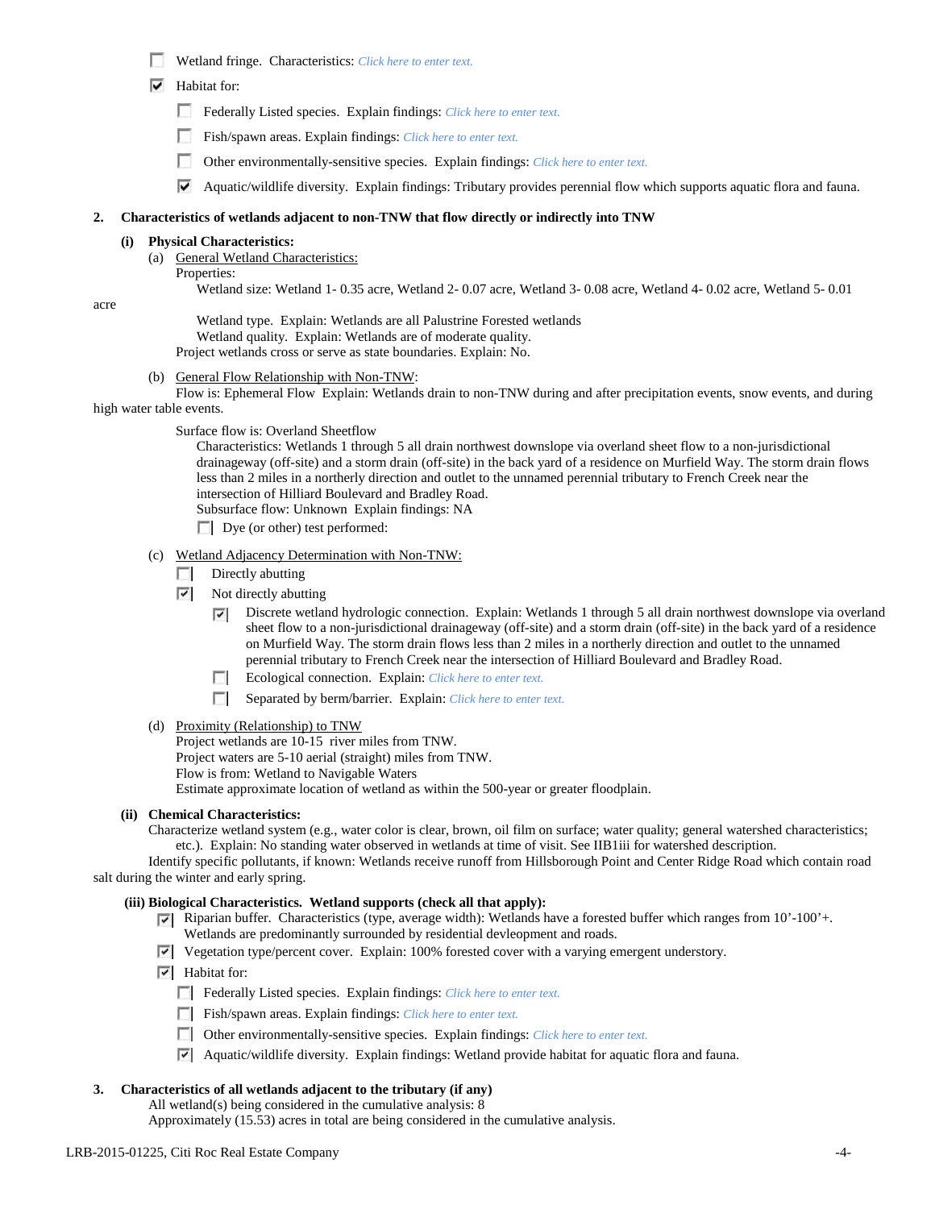- ☐ Wetland fringe. Characteristics: *Click here to enter text.*
- ☑ Habitat for:
  - ☐ Federally Listed species. Explain findings: *Click here to enter text.*
  - ☐ Fish/spawn areas. Explain findings: *Click here to enter text.*
  - ☐ Other environmentally-sensitive species. Explain findings: *Click here to enter text.*
  - ☑ Aquatic/wildlife diversity. Explain findings: Tributary provides perennial flow which supports aquatic flora and fauna.

**2. Characteristics of wetlands adjacent to non-TNW that flow directly or indirectly into TNW**

**(i) Physical Characteristics:**

(a) General Wetland Characteristics:

Properties:

Wetland size: Wetland 1- 0.35 acre, Wetland 2- 0.07 acre, Wetland 3- 0.08 acre, Wetland 4- 0.02 acre, Wetland 5- 0.01 acre

Wetland type. Explain: Wetlands are all Palustrine Forested wetlands

Wetland quality. Explain: Wetlands are of moderate quality.

Project wetlands cross or serve as state boundaries. Explain: No.

(b) General Flow Relationship with Non-TNW:

Flow is: Ephemeral Flow Explain: Wetlands drain to non-TNW during and after precipitation events, snow events, and during high water table events.

Surface flow is: Overland Sheetflow

Characteristics: Wetlands 1 through 5 all drain northwest downslope via overland sheet flow to a non-jurisdictional drainageway (off-site) and a storm drain (off-site) in the back yard of a residence on Murfield Way. The storm drain flows less than 2 miles in a northerly direction and outlet to the unnamed perennial tributary to French Creek near the intersection of Hilliard Boulevard and Bradley Road.

Subsurface flow: Unknown Explain findings: NA

☐ Dye (or other) test performed:

(c) Wetland Adjacency Determination with Non-TNW:

- ☐ Directly abutting
- ☑ Not directly abutting
  - ☑ Discrete wetland hydrologic connection. Explain: Wetlands 1 through 5 all drain northwest downslope via overland sheet flow to a non-jurisdictional drainageway (off-site) and a storm drain (off-site) in the back yard of a residence on Murfield Way. The storm drain flows less than 2 miles in a northerly direction and outlet to the unnamed perennial tributary to French Creek near the intersection of Hilliard Boulevard and Bradley Road.
  - ☐ Ecological connection. Explain: *Click here to enter text.*
  - ☐ Separated by berm/barrier. Explain: *Click here to enter text.*

(d) Proximity (Relationship) to TNW

Project wetlands are 10-15 river miles from TNW.

Project waters are 5-10 aerial (straight) miles from TNW.

Flow is from: Wetland to Navigable Waters

Estimate approximate location of wetland as within the 500-year or greater floodplain.

**(ii) Chemical Characteristics:**

Characterize wetland system (e.g., water color is clear, brown, oil film on surface; water quality; general watershed characteristics; etc.). Explain: No standing water observed in wetlands at time of visit. See IIB1iii for watershed description.

Identify specific pollutants, if known: Wetlands receive runoff from Hillsborough Point and Center Ridge Road which contain road salt during the winter and early spring.

**(iii) Biological Characteristics. Wetland supports (check all that apply):**

- ☑ Riparian buffer. Characteristics (type, average width): Wetlands have a forested buffer which ranges from 10'-100'+. Wetlands are predominantly surrounded by residential devleopment and roads.
- ☑ Vegetation type/percent cover. Explain: 100% forested cover with a varying emergent understory.
- ☑ Habitat for:
  - ☐ Federally Listed species. Explain findings: *Click here to enter text.*
  - ☐ Fish/spawn areas. Explain findings: *Click here to enter text.*
  - ☐ Other environmentally-sensitive species. Explain findings: *Click here to enter text.*
  - ☑ Aquatic/wildlife diversity. Explain findings: Wetland provide habitat for aquatic flora and fauna.

**3. Characteristics of all wetlands adjacent to the tributary (if any)**

All wetland(s) being considered in the cumulative analysis: 8

Approximately (15.53) acres in total are being considered in the cumulative analysis.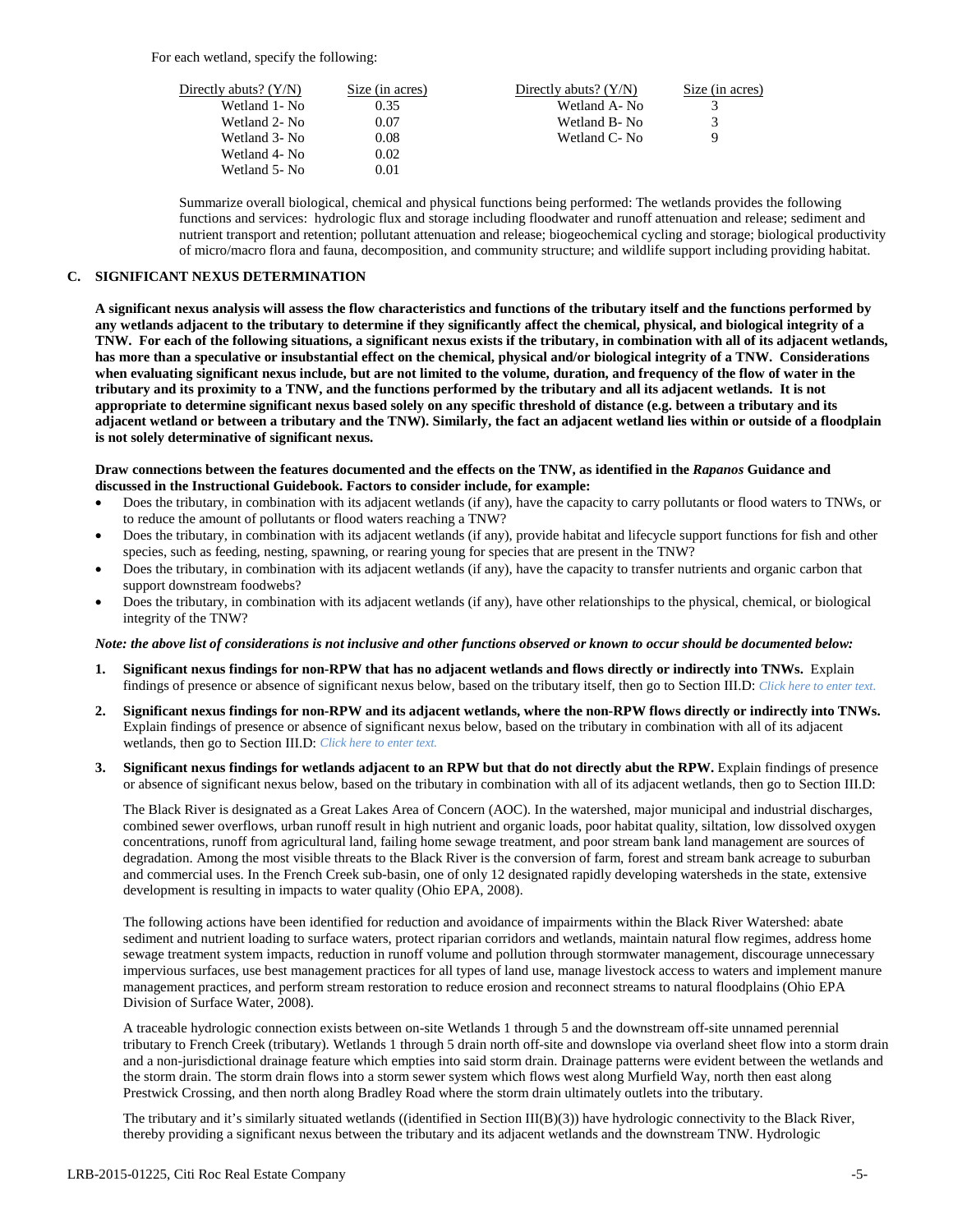For each wetland, specify the following:

| Directly abuts? (Y/N) | Size (in acres) | Directly abuts? (Y/N) | Size (in acres) |
|---|---|---|---|
| Wetland 1- No | 0.35 | Wetland A- No | 3 |
| Wetland 2- No | 0.07 | Wetland B- No | 3 |
| Wetland 3- No | 0.08 | Wetland C- No | 9 |
| Wetland 4- No | 0.02 | | |
| Wetland 5- No | 0.01 | | |

Summarize overall biological, chemical and physical functions being performed: The wetlands provides the following functions and services: hydrologic flux and storage including floodwater and runoff attenuation and release; sediment and nutrient transport and retention; pollutant attenuation and release; biogeochemical cycling and storage; biological productivity of micro/macro flora and fauna, decomposition, and community structure; and wildlife support including providing habitat.

## C. SIGNIFICANT NEXUS DETERMINATION

**A significant nexus analysis will assess the flow characteristics and functions of the tributary itself and the functions performed by any wetlands adjacent to the tributary to determine if they significantly affect the chemical, physical, and biological integrity of a TNW. For each of the following situations, a significant nexus exists if the tributary, in combination with all of its adjacent wetlands, has more than a speculative or insubstantial effect on the chemical, physical and/or biological integrity of a TNW. Considerations when evaluating significant nexus include, but are not limited to the volume, duration, and frequency of the flow of water in the tributary and its proximity to a TNW, and the functions performed by the tributary and all its adjacent wetlands. It is not appropriate to determine significant nexus based solely on any specific threshold of distance (e.g. between a tributary and its adjacent wetland or between a tributary and the TNW). Similarly, the fact an adjacent wetland lies within or outside of a floodplain is not solely determinative of significant nexus.**

**Draw connections between the features documented and the effects on the TNW, as identified in the *Rapanos* Guidance and discussed in the Instructional Guidebook. Factors to consider include, for example:**

- Does the tributary, in combination with its adjacent wetlands (if any), have the capacity to carry pollutants or flood waters to TNWs, or to reduce the amount of pollutants or flood waters reaching a TNW?
- Does the tributary, in combination with its adjacent wetlands (if any), provide habitat and lifecycle support functions for fish and other species, such as feeding, nesting, spawning, or rearing young for species that are present in the TNW?
- Does the tributary, in combination with its adjacent wetlands (if any), have the capacity to transfer nutrients and organic carbon that support downstream foodwebs?
- Does the tributary, in combination with its adjacent wetlands (if any), have other relationships to the physical, chemical, or biological integrity of the TNW?

***Note: the above list of considerations is not inclusive and other functions observed or known to occur should be documented below:***

1. **Significant nexus findings for non-RPW that has no adjacent wetlands and flows directly or indirectly into TNWs.** Explain findings of presence or absence of significant nexus below, based on the tributary itself, then go to Section III.D: *Click here to enter text.*

2. **Significant nexus findings for non-RPW and its adjacent wetlands, where the non-RPW flows directly or indirectly into TNWs.** Explain findings of presence or absence of significant nexus below, based on the tributary in combination with all of its adjacent wetlands, then go to Section III.D: *Click here to enter text.*

3. **Significant nexus findings for wetlands adjacent to an RPW but that do not directly abut the RPW.** Explain findings of presence or absence of significant nexus below, based on the tributary in combination with all of its adjacent wetlands, then go to Section III.D:

   The Black River is designated as a Great Lakes Area of Concern (AOC). In the watershed, major municipal and industrial discharges, combined sewer overflows, urban runoff result in high nutrient and organic loads, poor habitat quality, siltation, low dissolved oxygen concentrations, runoff from agricultural land, failing home sewage treatment, and poor stream bank land management are sources of degradation. Among the most visible threats to the Black River is the conversion of farm, forest and stream bank acreage to suburban and commercial uses. In the French Creek sub-basin, one of only 12 designated rapidly developing watersheds in the state, extensive development is resulting in impacts to water quality (Ohio EPA, 2008).

   The following actions have been identified for reduction and avoidance of impairments within the Black River Watershed: abate sediment and nutrient loading to surface waters, protect riparian corridors and wetlands, maintain natural flow regimes, address home sewage treatment system impacts, reduction in runoff volume and pollution through stormwater management, discourage unnecessary impervious surfaces, use best management practices for all types of land use, manage livestock access to waters and implement manure management practices, and perform stream restoration to reduce erosion and reconnect streams to natural floodplains (Ohio EPA Division of Surface Water, 2008).

   A traceable hydrologic connection exists between on-site Wetlands 1 through 5 and the downstream off-site unnamed perennial tributary to French Creek (tributary). Wetlands 1 through 5 drain north off-site and downslope via overland sheet flow into a storm drain and a non-jurisdictional drainage feature which empties into said storm drain. Drainage patterns were evident between the wetlands and the storm drain. The storm drain flows into a storm sewer system which flows west along Murfield Way, north then east along Prestwick Crossing, and then north along Bradley Road where the storm drain ultimately outlets into the tributary.

   The tributary and it's similarly situated wetlands ((identified in Section III(B)(3)) have hydrologic connectivity to the Black River, thereby providing a significant nexus between the tributary and its adjacent wetlands and the downstream TNW. Hydrologic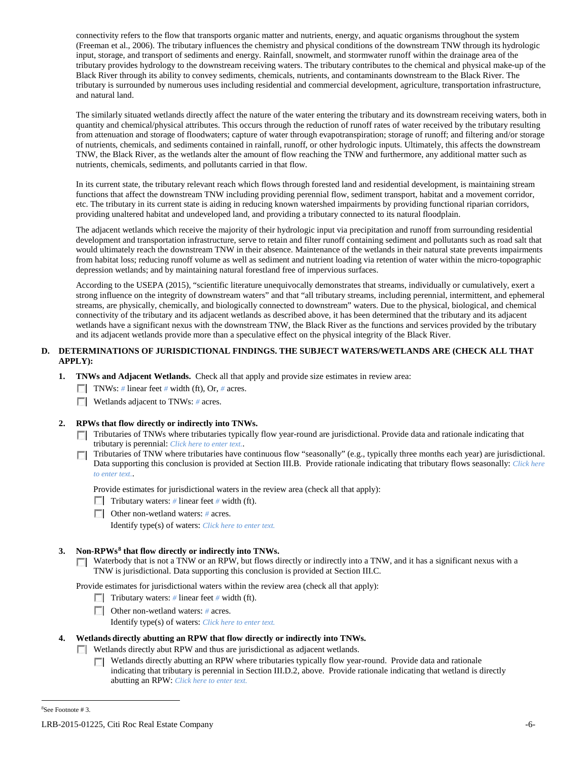connectivity refers to the flow that transports organic matter and nutrients, energy, and aquatic organisms throughout the system (Freeman et al., 2006). The tributary influences the chemistry and physical conditions of the downstream TNW through its hydrologic input, storage, and transport of sediments and energy. Rainfall, snowmelt, and stormwater runoff within the drainage area of the tributary provides hydrology to the downstream receiving waters. The tributary contributes to the chemical and physical make-up of the Black River through its ability to convey sediments, chemicals, nutrients, and contaminants downstream to the Black River. The tributary is surrounded by numerous uses including residential and commercial development, agriculture, transportation infrastructure, and natural land.

The similarly situated wetlands directly affect the nature of the water entering the tributary and its downstream receiving waters, both in quantity and chemical/physical attributes. This occurs through the reduction of runoff rates of water received by the tributary resulting from attenuation and storage of floodwaters; capture of water through evapotranspiration; storage of runoff; and filtering and/or storage of nutrients, chemicals, and sediments contained in rainfall, runoff, or other hydrologic inputs. Ultimately, this affects the downstream TNW, the Black River, as the wetlands alter the amount of flow reaching the TNW and furthermore, any additional matter such as nutrients, chemicals, sediments, and pollutants carried in that flow.

In its current state, the tributary relevant reach which flows through forested land and residential development, is maintaining stream functions that affect the downstream TNW including providing perennial flow, sediment transport, habitat and a movement corridor, etc. The tributary in its current state is aiding in reducing known watershed impairments by providing functional riparian corridors, providing unaltered habitat and undeveloped land, and providing a tributary connected to its natural floodplain.

The adjacent wetlands which receive the majority of their hydrologic input via precipitation and runoff from surrounding residential development and transportation infrastructure, serve to retain and filter runoff containing sediment and pollutants such as road salt that would ultimately reach the downstream TNW in their absence. Maintenance of the wetlands in their natural state prevents impairments from habitat loss; reducing runoff volume as well as sediment and nutrient loading via retention of water within the micro-topographic depression wetlands; and by maintaining natural forestland free of impervious surfaces.

According to the USEPA (2015), "scientific literature unequivocally demonstrates that streams, individually or cumulatively, exert a strong influence on the integrity of downstream waters" and that "all tributary streams, including perennial, intermittent, and ephemeral streams, are physically, chemically, and biologically connected to downstream" waters. Due to the physical, biological, and chemical connectivity of the tributary and its adjacent wetlands as described above, it has been determined that the tributary and its adjacent wetlands have a significant nexus with the downstream TNW, the Black River as the functions and services provided by the tributary and its adjacent wetlands provide more than a speculative effect on the physical integrity of the Black River.

## D. DETERMINATIONS OF JURISDICTIONAL FINDINGS. THE SUBJECT WATERS/WETLANDS ARE (CHECK ALL THAT APPLY):

**1. TNWs and Adjacent Wetlands.** Check all that apply and provide size estimates in review area:

- ☐ TNWs: # linear feet # width (ft), Or, # acres.
- ☐ Wetlands adjacent to TNWs: # acres.

**2. RPWs that flow directly or indirectly into TNWs.**

- ☐ Tributaries of TNWs where tributaries typically flow year-round are jurisdictional. Provide data and rationale indicating that tributary is perennial: *Click here to enter text.*.
- ☐ Tributaries of TNW where tributaries have continuous flow "seasonally" (e.g., typically three months each year) are jurisdictional. Data supporting this conclusion is provided at Section III.B. Provide rationale indicating that tributary flows seasonally: *Click here to enter text.*.

Provide estimates for jurisdictional waters in the review area (check all that apply):

- ☐ Tributary waters: # linear feet # width (ft).
- ☐ Other non-wetland waters: # acres.

  Identify type(s) of waters: *Click here to enter text.*

**3. Non-RPWs[8] that flow directly or indirectly into TNWs.**

- ☐ Waterbody that is not a TNW or an RPW, but flows directly or indirectly into a TNW, and it has a significant nexus with a TNW is jurisdictional. Data supporting this conclusion is provided at Section III.C.

Provide estimates for jurisdictional waters within the review area (check all that apply):

- ☐ Tributary waters: # linear feet # width (ft).
- ☐ Other non-wetland waters: # acres.

  Identify type(s) of waters: *Click here to enter text.*

**4. Wetlands directly abutting an RPW that flow directly or indirectly into TNWs.**

- ☐ Wetlands directly abut RPW and thus are jurisdictional as adjacent wetlands.
  - ☐ Wetlands directly abutting an RPW where tributaries typically flow year-round. Provide data and rationale indicating that tributary is perennial in Section III.D.2, above. Provide rationale indicating that wetland is directly abutting an RPW: *Click here to enter text.*

[8]See Footnote # 3.

LRB-2015-01225, Citi Roc Real Estate Company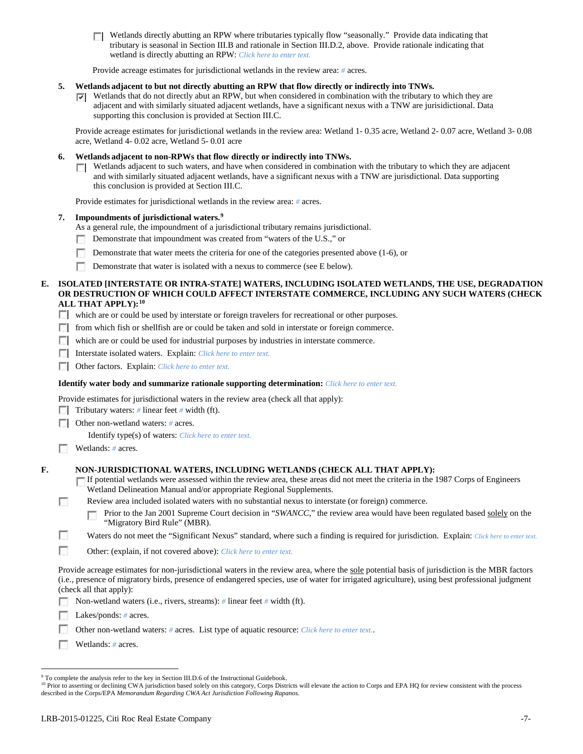- [ ] Wetlands directly abutting an RPW where tributaries typically flow "seasonally." Provide data indicating that tributary is seasonal in Section III.B and rationale in Section III.D.2, above. Provide rationale indicating that wetland is directly abutting an RPW: *Click here to enter text.*

Provide acreage estimates for jurisdictional wetlands in the review area: # acres.

**5. Wetlands adjacent to but not directly abutting an RPW that flow directly or indirectly into TNWs.**

- [x] Wetlands that do not directly abut an RPW, but when considered in combination with the tributary to which they are adjacent and with similarly situated adjacent wetlands, have a significant nexus with a TNW are jurisdictional. Data supporting this conclusion is provided at Section III.C.

Provide acreage estimates for jurisdictional wetlands in the review area: Wetland 1- 0.35 acre, Wetland 2- 0.07 acre, Wetland 3- 0.08 acre, Wetland 4- 0.02 acre, Wetland 5- 0.01 acre

**6. Wetlands adjacent to non-RPWs that flow directly or indirectly into TNWs.**

- [ ] Wetlands adjacent to such waters, and have when considered in combination with the tributary to which they are adjacent and with similarly situated adjacent wetlands, have a significant nexus with a TNW are jurisdictional. Data supporting this conclusion is provided at Section III.C.

Provide estimates for jurisdictional wetlands in the review area: # acres.

**7. Impoundments of jurisdictional waters.[9]**

As a general rule, the impoundment of a jurisdictional tributary remains jurisdictional.

- [ ] Demonstrate that impoundment was created from "waters of the U.S.," or
- [ ] Demonstrate that water meets the criteria for one of the categories presented above (1-6), or
- [ ] Demonstrate that water is isolated with a nexus to commerce (see E below).

**E. ISOLATED [INTERSTATE OR INTRA-STATE] WATERS, INCLUDING ISOLATED WETLANDS, THE USE, DEGRADATION OR DESTRUCTION OF WHICH COULD AFFECT INTERSTATE COMMERCE, INCLUDING ANY SUCH WATERS (CHECK ALL THAT APPLY):[10]**

- [ ] which are or could be used by interstate or foreign travelers for recreational or other purposes.
- [ ] from which fish or shellfish are or could be taken and sold in interstate or foreign commerce.
- [ ] which are or could be used for industrial purposes by industries in interstate commerce.
- [ ] Interstate isolated waters. Explain: *Click here to enter text.*
- [ ] Other factors. Explain: *Click here to enter text.*

**Identify water body and summarize rationale supporting determination:** *Click here to enter text.*

Provide estimates for jurisdictional waters in the review area (check all that apply):

- [ ] Tributary waters: # linear feet # width (ft).
- [ ] Other non-wetland waters: # acres.
  Identify type(s) of waters: *Click here to enter text.*
- [ ] Wetlands: # acres.

**F. NON-JURISDICTIONAL WATERS, INCLUDING WETLANDS (CHECK ALL THAT APPLY):**

- [ ] If potential wetlands were assessed within the review area, these areas did not meet the criteria in the 1987 Corps of Engineers Wetland Delineation Manual and/or appropriate Regional Supplements.
- [ ] Review area included isolated waters with no substantial nexus to interstate (or foreign) commerce.
  - [ ] Prior to the Jan 2001 Supreme Court decision in "*SWANCC*," the review area would have been regulated based solely on the "Migratory Bird Rule" (MBR).
- [ ] Waters do not meet the "Significant Nexus" standard, where such a finding is required for jurisdiction. Explain: *Click here to enter text.*
- [ ] Other: (explain, if not covered above): *Click here to enter text.*

Provide acreage estimates for non-jurisdictional waters in the review area, where the sole potential basis of jurisdiction is the MBR factors (i.e., presence of migratory birds, presence of endangered species, use of water for irrigated agriculture), using best professional judgment (check all that apply):

- [ ] Non-wetland waters (i.e., rivers, streams): # linear feet # width (ft).
- [ ] Lakes/ponds: # acres.
- [ ] Other non-wetland waters: # acres. List type of aquatic resource: *Click here to enter text.*.
- [ ] Wetlands: # acres.

---

[9] To complete the analysis refer to the key in Section III.D.6 of the Instructional Guidebook.

[10] Prior to asserting or declining CWA jurisdiction based solely on this category, Corps Districts will elevate the action to Corps and EPA HQ for review consistent with the process described in the Corps/EPA *Memorandum Regarding CWA Act Jurisdiction Following Rapanos.*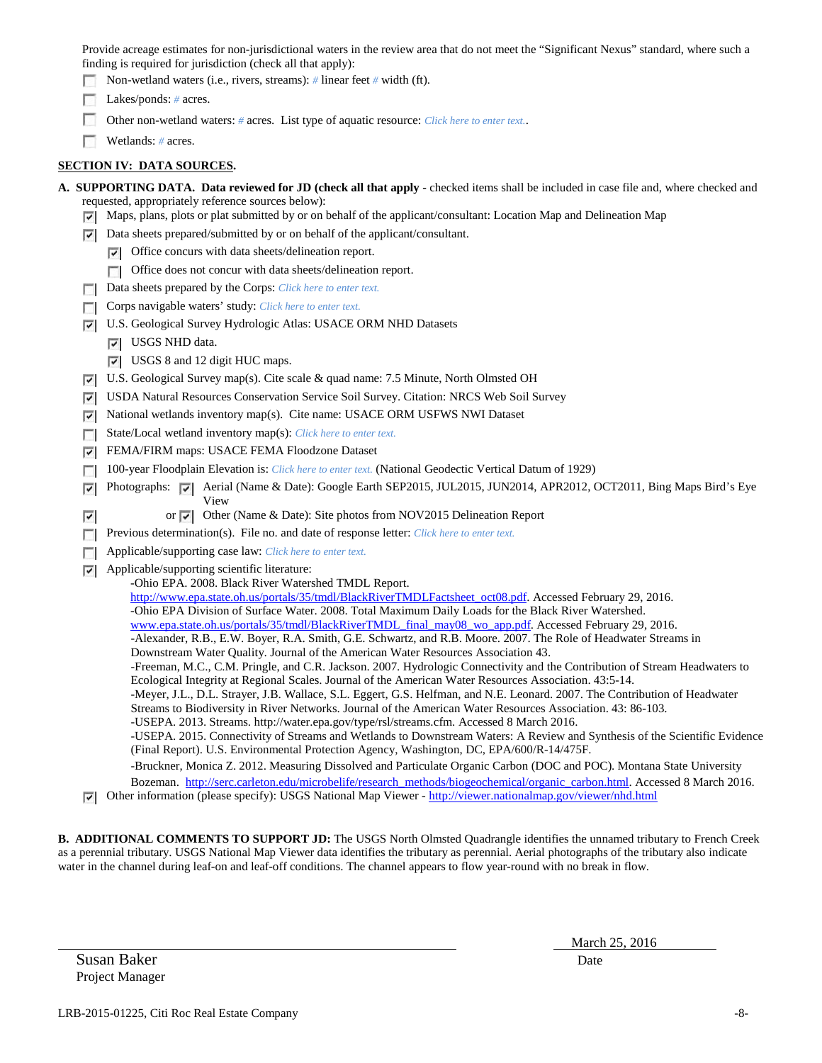Provide acreage estimates for non-jurisdictional waters in the review area that do not meet the "Significant Nexus" standard, where such a finding is required for jurisdiction (check all that apply):

- [ ] Non-wetland waters (i.e., rivers, streams): # linear feet # width (ft).
- [ ] Lakes/ponds: # acres.
- [ ] Other non-wetland waters: # acres. List type of aquatic resource: Click here to enter text..
- [ ] Wetlands: # acres.

**SECTION IV: DATA SOURCES.**

**A. SUPPORTING DATA. Data reviewed for JD (check all that apply** - checked items shall be included in case file and, where checked and requested, appropriately reference sources below):

- [x] Maps, plans, plots or plat submitted by or on behalf of the applicant/consultant: Location Map and Delineation Map
- [x] Data sheets prepared/submitted by or on behalf of the applicant/consultant.
  - [x] Office concurs with data sheets/delineation report.
  - [ ] Office does not concur with data sheets/delineation report.
- [ ] Data sheets prepared by the Corps: Click here to enter text.
- [ ] Corps navigable waters' study: Click here to enter text.
- [x] U.S. Geological Survey Hydrologic Atlas: USACE ORM NHD Datasets
  - [x] USGS NHD data.
  - [x] USGS 8 and 12 digit HUC maps.
- [x] U.S. Geological Survey map(s). Cite scale & quad name: 7.5 Minute, North Olmsted OH
- [x] USDA Natural Resources Conservation Service Soil Survey. Citation: NRCS Web Soil Survey
- [x] National wetlands inventory map(s). Cite name: USACE ORM USFWS NWI Dataset
- [ ] State/Local wetland inventory map(s): Click here to enter text.
- [x] FEMA/FIRM maps: USACE FEMA Floodzone Dataset
- [ ] 100-year Floodplain Elevation is: Click here to enter text. (National Geodectic Vertical Datum of 1929)
- [x] Photographs: [x] Aerial (Name & Date): Google Earth SEP2015, JUL2015, JUN2014, APR2012, OCT2011, Bing Maps Bird's Eye View
- [x] or [x] Other (Name & Date): Site photos from NOV2015 Delineation Report
- [ ] Previous determination(s). File no. and date of response letter: Click here to enter text.
- [ ] Applicable/supporting case law: Click here to enter text.
- [x] Applicable/supporting scientific literature:
  - -Ohio EPA. 2008. Black River Watershed TMDL Report. http://www.epa.state.oh.us/portals/35/tmdl/BlackRiverTMDLFactsheet_oct08.pdf. Accessed February 29, 2016.
  - -Ohio EPA Division of Surface Water. 2008. Total Maximum Daily Loads for the Black River Watershed. www.epa.state.oh.us/portals/35/tmdl/BlackRiverTMDL_final_may08_wo_app.pdf. Accessed February 29, 2016.
  - -Alexander, R.B., E.W. Boyer, R.A. Smith, G.E. Schwartz, and R.B. Moore. 2007. The Role of Headwater Streams in Downstream Water Quality. Journal of the American Water Resources Association 43.
  - -Freeman, M.C., C.M. Pringle, and C.R. Jackson. 2007. Hydrologic Connectivity and the Contribution of Stream Headwaters to Ecological Integrity at Regional Scales. Journal of the American Water Resources Association. 43:5-14.
  - -Meyer, J.L., D.L. Strayer, J.B. Wallace, S.L. Eggert, G.S. Helfman, and N.E. Leonard. 2007. The Contribution of Headwater Streams to Biodiversity in River Networks. Journal of the American Water Resources Association. 43: 86-103.
  - -USEPA. 2013. Streams. http://water.epa.gov/type/rsl/streams.cfm. Accessed 8 March 2016.
  - -USEPA. 2015. Connectivity of Streams and Wetlands to Downstream Waters: A Review and Synthesis of the Scientific Evidence (Final Report). U.S. Environmental Protection Agency, Washington, DC, EPA/600/R-14/475F.
  - -Bruckner, Monica Z. 2012. Measuring Dissolved and Particulate Organic Carbon (DOC and POC). Montana State University Bozeman. http://serc.carleton.edu/microbelife/research_methods/biogeochemical/organic_carbon.html. Accessed 8 March 2016.
- [x] Other information (please specify): USGS National Map Viewer - http://viewer.nationalmap.gov/viewer/nhd.html

**B. ADDITIONAL COMMENTS TO SUPPORT JD:** The USGS North Olmsted Quadrangle identifies the unnamed tributary to French Creek as a perennial tributary. USGS National Map Viewer data identifies the tributary as perennial. Aerial photographs of the tributary also indicate water in the channel during leaf-on and leaf-off conditions. The channel appears to flow year-round with no break in flow.

Susan Baker
Project Manager

March 25, 2016
Date

LRB-2015-01225, Citi Roc Real Estate Company